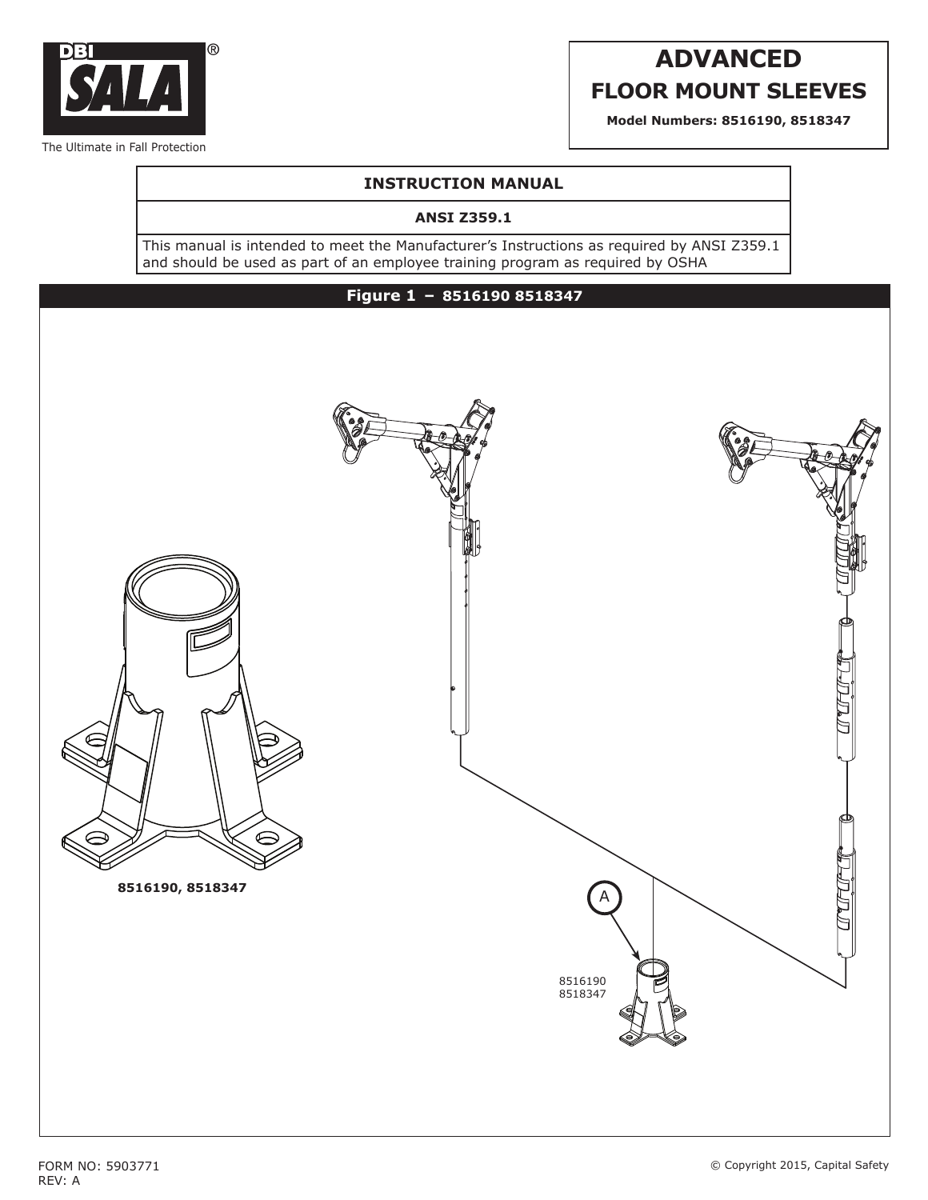DBI SALA®

The Ultimate in Fall Protection

# ADVANCED
## FLOOR MOUNT SLEEVES

**Model Numbers: 8516190, 8518347**

**INSTRUCTION MANUAL**

**ANSI Z359.1**

This manual is intended to meet the Manufacturer's Instructions as required by ANSI Z359.1 and should be used as part of an employee training program as required by OSHA

**Figure 1 – 8516190 8518347**

**8516190, 8518347**

A

8516190
8518347

FORM NO: 5903771
REV: A

© Copyright 2015, Capital Safety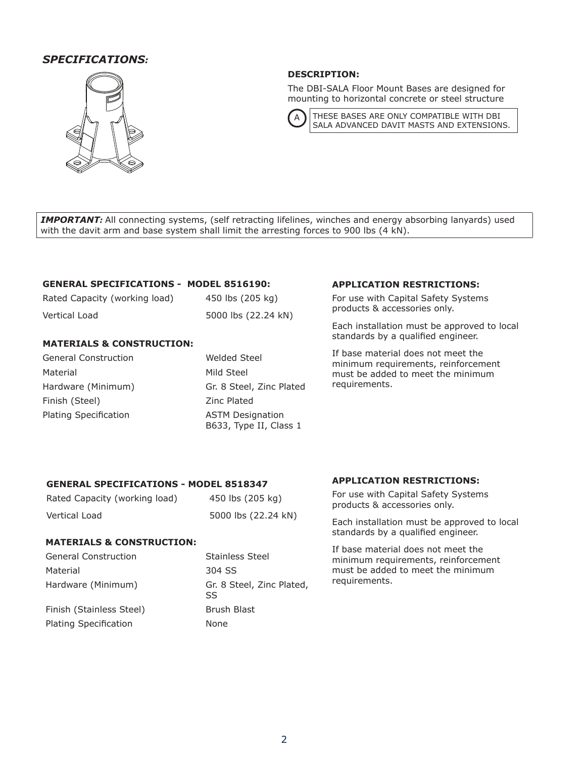## *SPECIFICATIONS:*

**DESCRIPTION:**

The DBI-SALA Floor Mount Bases are designed for mounting to horizontal concrete or steel structure

A — THESE BASES ARE ONLY COMPATIBLE WITH DBI SALA ADVANCED DAVIT MASTS AND EXTENSIONS.

***IMPORTANT:*** All connecting systems, (self retracting lifelines, winches and energy absorbing lanyards) used with the davit arm and base system shall limit the arresting forces to 900 lbs (4 kN).

**GENERAL SPECIFICATIONS - MODEL 8516190:**

| | |
|---|---|
| Rated Capacity (working load) | 450 lbs (205 kg) |
| Vertical Load | 5000 lbs (22.24 kN) |

**MATERIALS & CONSTRUCTION:**

| | |
|---|---|
| General Construction | Welded Steel |
| Material | Mild Steel |
| Hardware (Minimum) | Gr. 8 Steel, Zinc Plated |
| Finish (Steel) | Zinc Plated |
| Plating Specification | ASTM Designation B633, Type II, Class 1 |

**APPLICATION RESTRICTIONS:**

For use with Capital Safety Systems products & accessories only.

Each installation must be approved to local standards by a qualified engineer.

If base material does not meet the minimum requirements, reinforcement must be added to meet the minimum requirements.

**GENERAL SPECIFICATIONS - MODEL 8518347**

| | |
|---|---|
| Rated Capacity (working load) | 450 lbs (205 kg) |
| Vertical Load | 5000 lbs (22.24 kN) |

**MATERIALS & CONSTRUCTION:**

| | |
|---|---|
| General Construction | Stainless Steel |
| Material | 304 SS |
| Hardware (Minimum) | Gr. 8 Steel, Zinc Plated, SS |
| Finish (Stainless Steel) | Brush Blast |
| Plating Specification | None |

**APPLICATION RESTRICTIONS:**

For use with Capital Safety Systems products & accessories only.

Each installation must be approved to local standards by a qualified engineer.

If base material does not meet the minimum requirements, reinforcement must be added to meet the minimum requirements.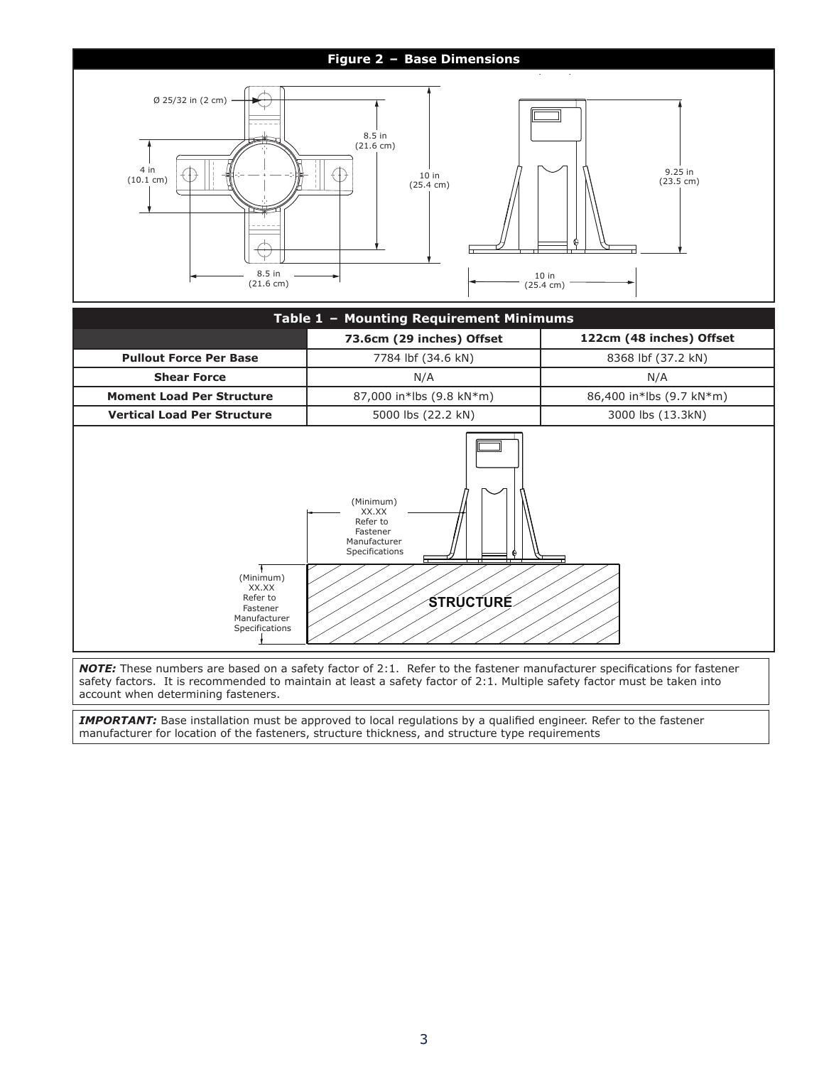**Figure 2 – Base Dimensions**

Ø 25/32 in (2 cm)

8.5 in (21.6 cm)

4 in (10.1 cm)

10 in (25.4 cm)

9.25 in (23.5 cm)

8.5 in (21.6 cm)

10 in (25.4 cm)

**Table 1 – Mounting Requirement Minimums**

| | 73.6cm (29 inches) Offset | 122cm (48 inches) Offset |
|---|---|---|
| **Pullout Force Per Base** | 7784 lbf (34.6 kN) | 8368 lbf (37.2 kN) |
| **Shear Force** | N/A | N/A |
| **Moment Load Per Structure** | 87,000 in*lbs (9.8 kN*m) | 86,400 in*lbs (9.7 kN*m) |
| **Vertical Load Per Structure** | 5000 lbs (22.2 kN) | 3000 lbs (13.3kN) |

(Minimum) XX.XX Refer to Fastener Manufacturer Specifications

(Minimum) XX.XX Refer to Fastener Manufacturer Specifications

STRUCTURE

***NOTE:*** These numbers are based on a safety factor of 2:1. Refer to the fastener manufacturer specifications for fastener safety factors. It is recommended to maintain at least a safety factor of 2:1. Multiple safety factor must be taken into account when determining fasteners.

***IMPORTANT:*** Base installation must be approved to local regulations by a qualified engineer. Refer to the fastener manufacturer for location of the fasteners, structure thickness, and structure type requirements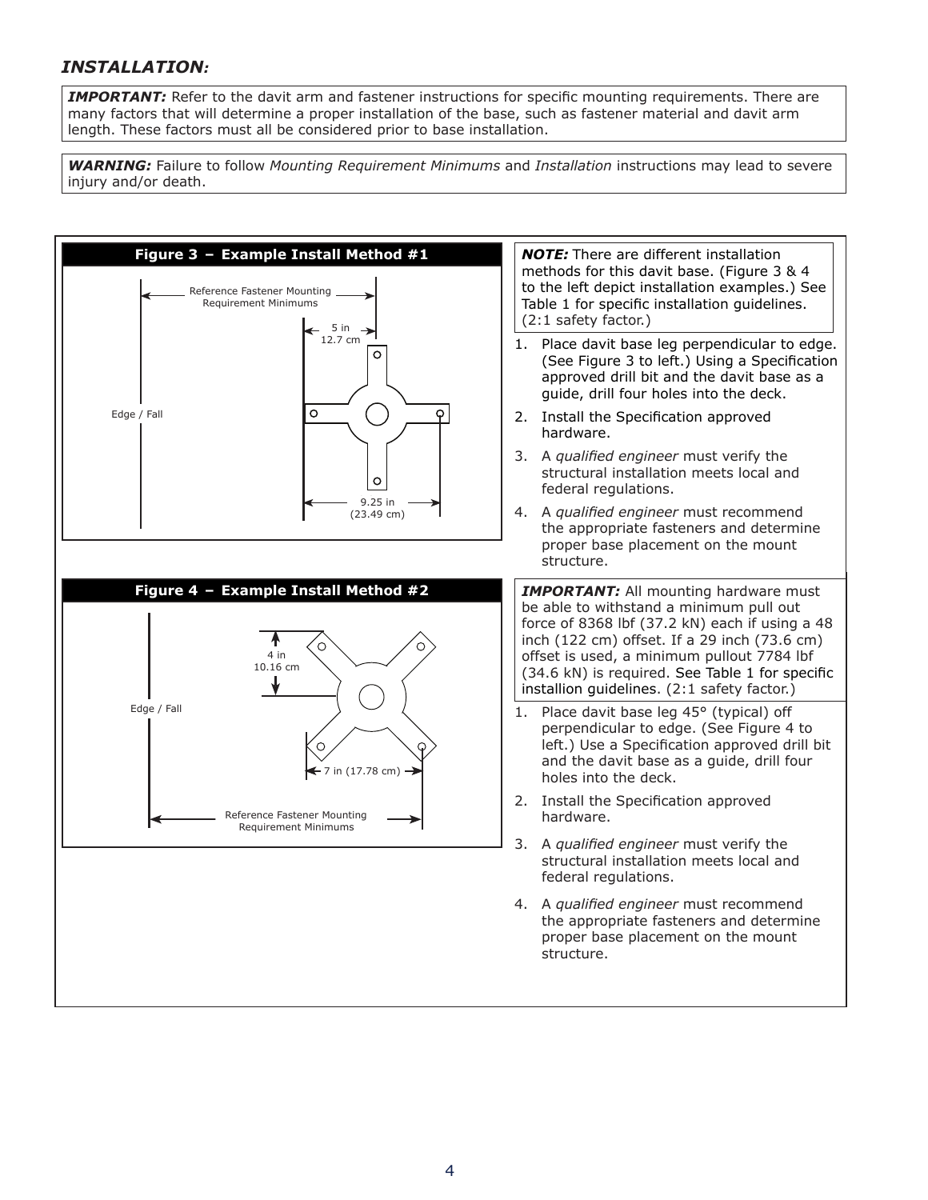## *INSTALLATION:*

***IMPORTANT:*** Refer to the davit arm and fastener instructions for specific mounting requirements. There are many factors that will determine a proper installation of the base, such as fastener material and davit arm length. These factors must all be considered prior to base installation.

***WARNING:*** Failure to follow *Mounting Requirement Minimums* and *Installation* instructions may lead to severe injury and/or death.

**Figure 3 – Example Install Method #1**

Reference Fastener Mounting Requirement Minimums

5 in 12.7 cm

Edge / Fall

9.25 in (23.49 cm)

***NOTE:*** There are different installation methods for this davit base. (Figure 3 & 4 to the left depict installation examples.) See Table 1 for specific installation guidelines. (2:1 safety factor.)

1. Place davit base leg perpendicular to edge. (See Figure 3 to left.) Using a Specification approved drill bit and the davit base as a guide, drill four holes into the deck.
2. Install the Specification approved hardware.
3. A *qualified engineer* must verify the structural installation meets local and federal regulations.
4. A *qualified engineer* must recommend the appropriate fasteners and determine proper base placement on the mount structure.

**Figure 4 – Example Install Method #2**

4 in 10.16 cm

Edge / Fall

7 in (17.78 cm)

Reference Fastener Mounting Requirement Minimums

***IMPORTANT:*** All mounting hardware must be able to withstand a minimum pull out force of 8368 lbf (37.2 kN) each if using a 48 inch (122 cm) offset. If a 29 inch (73.6 cm) offset is used, a minimum pullout 7784 lbf (34.6 kN) is required. See Table 1 for specific installion guidelines. (2:1 safety factor.)

1. Place davit base leg 45° (typical) off perpendicular to edge. (See Figure 4 to left.) Use a Specification approved drill bit and the davit base as a guide, drill four holes into the deck.
2. Install the Specification approved hardware.
3. A *qualified engineer* must verify the structural installation meets local and federal regulations.
4. A *qualified engineer* must recommend the appropriate fasteners and determine proper base placement on the mount structure.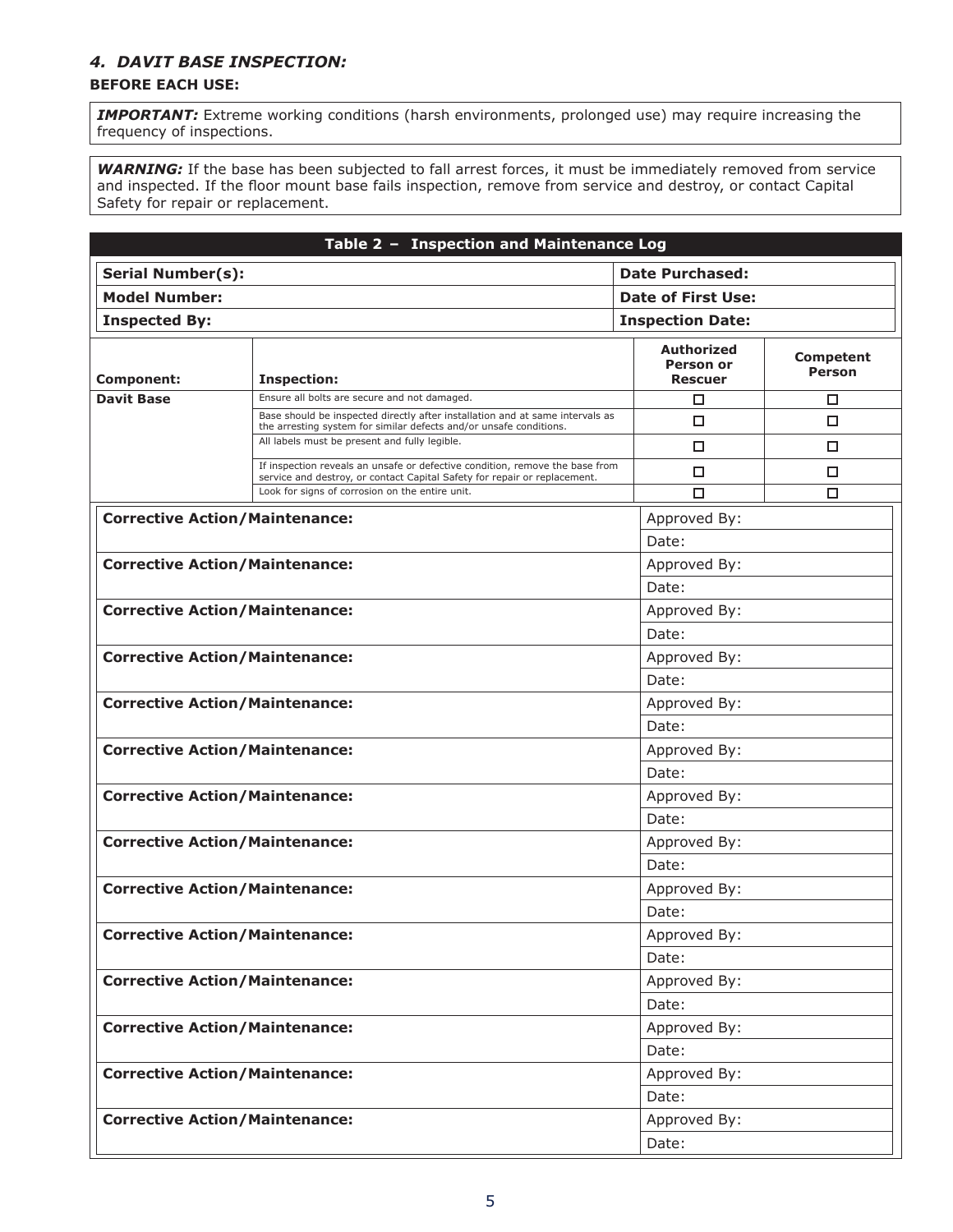### *4. DAVIT BASE INSPECTION:*

**BEFORE EACH USE:**

***IMPORTANT:*** Extreme working conditions (harsh environments, prolonged use) may require increasing the frequency of inspections.

***WARNING:*** If the base has been subjected to fall arrest forces, it must be immediately removed from service and inspected. If the floor mount base fails inspection, remove from service and destroy, or contact Capital Safety for repair or replacement.

**Table 2 – Inspection and Maintenance Log**

| **Serial Number(s):** | **Date Purchased:** |
|---|---|
| **Model Number:** | **Date of First Use:** |
| **Inspected By:** | **Inspection Date:** |

| **Component:** | **Inspection:** | **Authorized Person or Rescuer** | **Competent Person** |
|---|---|---|---|
| **Davit Base** | Ensure all bolts are secure and not damaged. | ☐ | ☐ |
| | Base should be inspected directly after installation and at same intervals as the arresting system for similar defects and/or unsafe conditions. | ☐ | ☐ |
| | All labels must be present and fully legible. | ☐ | ☐ |
| | If inspection reveals an unsafe or defective condition, remove the base from service and destroy, or contact Capital Safety for repair or replacement. | ☐ | ☐ |
| | Look for signs of corrosion on the entire unit. | ☐ | ☐ |

| **Corrective Action/Maintenance:** | Approved By: |
|---|---|
| | Date: |
| **Corrective Action/Maintenance:** | Approved By: |
| | Date: |
| **Corrective Action/Maintenance:** | Approved By: |
| | Date: |
| **Corrective Action/Maintenance:** | Approved By: |
| | Date: |
| **Corrective Action/Maintenance:** | Approved By: |
| | Date: |
| **Corrective Action/Maintenance:** | Approved By: |
| | Date: |
| **Corrective Action/Maintenance:** | Approved By: |
| | Date: |
| **Corrective Action/Maintenance:** | Approved By: |
| | Date: |
| **Corrective Action/Maintenance:** | Approved By: |
| | Date: |
| **Corrective Action/Maintenance:** | Approved By: |
| | Date: |
| **Corrective Action/Maintenance:** | Approved By: |
| | Date: |
| **Corrective Action/Maintenance:** | Approved By: |
| | Date: |
| **Corrective Action/Maintenance:** | Approved By: |
| | Date: |
| **Corrective Action/Maintenance:** | Approved By: |
| | Date: |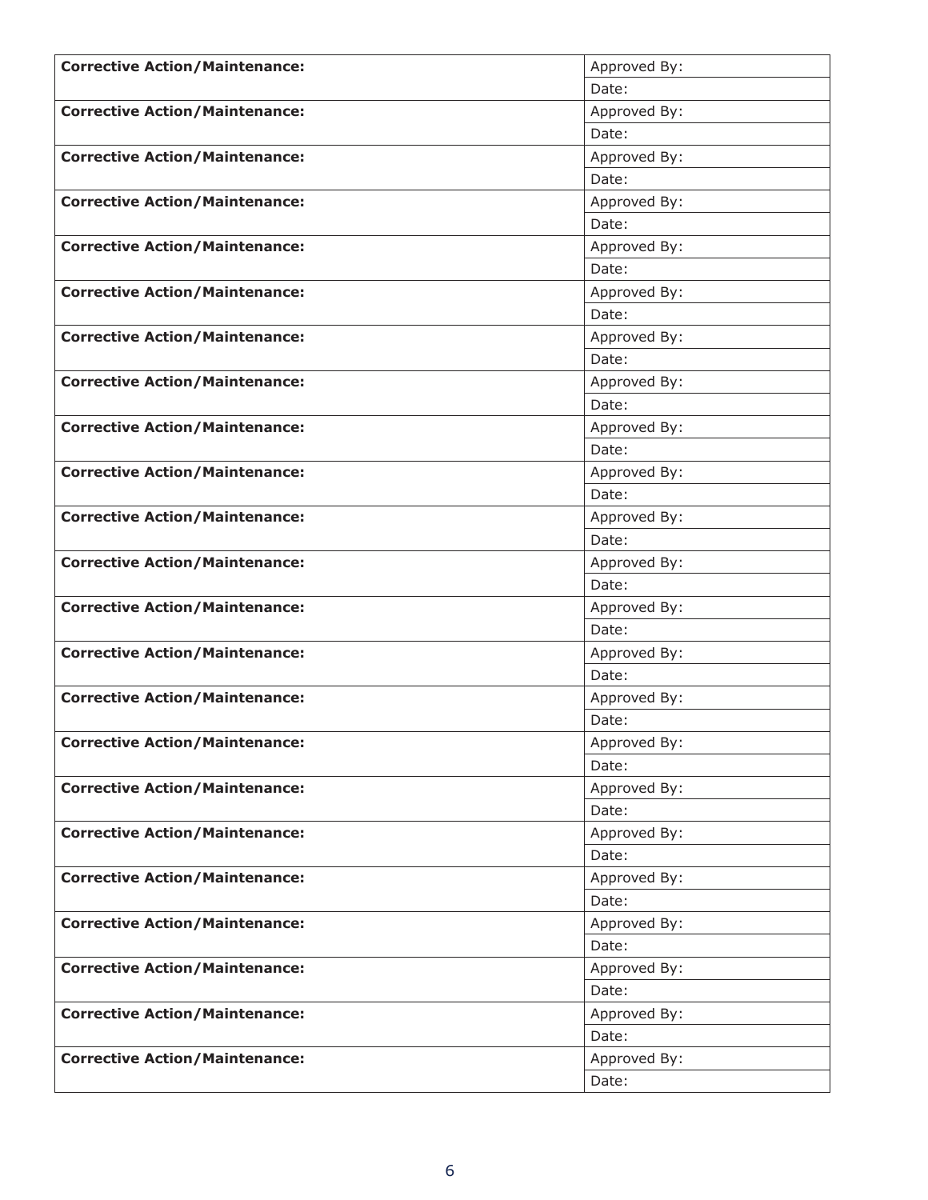| Corrective Action/Maintenance: | |
| --- | --- |
| **Corrective Action/Maintenance:** | Approved By: |
| | Date: |
| **Corrective Action/Maintenance:** | Approved By: |
| | Date: |
| **Corrective Action/Maintenance:** | Approved By: |
| | Date: |
| **Corrective Action/Maintenance:** | Approved By: |
| | Date: |
| **Corrective Action/Maintenance:** | Approved By: |
| | Date: |
| **Corrective Action/Maintenance:** | Approved By: |
| | Date: |
| **Corrective Action/Maintenance:** | Approved By: |
| | Date: |
| **Corrective Action/Maintenance:** | Approved By: |
| | Date: |
| **Corrective Action/Maintenance:** | Approved By: |
| | Date: |
| **Corrective Action/Maintenance:** | Approved By: |
| | Date: |
| **Corrective Action/Maintenance:** | Approved By: |
| | Date: |
| **Corrective Action/Maintenance:** | Approved By: |
| | Date: |
| **Corrective Action/Maintenance:** | Approved By: |
| | Date: |
| **Corrective Action/Maintenance:** | Approved By: |
| | Date: |
| **Corrective Action/Maintenance:** | Approved By: |
| | Date: |
| **Corrective Action/Maintenance:** | Approved By: |
| | Date: |
| **Corrective Action/Maintenance:** | Approved By: |
| | Date: |
| **Corrective Action/Maintenance:** | Approved By: |
| | Date: |
| **Corrective Action/Maintenance:** | Approved By: |
| | Date: |
| **Corrective Action/Maintenance:** | Approved By: |
| | Date: |
| **Corrective Action/Maintenance:** | Approved By: |
| | Date: |
| **Corrective Action/Maintenance:** | Approved By: |
| | Date: |
| **Corrective Action/Maintenance:** | Approved By: |
| | Date: |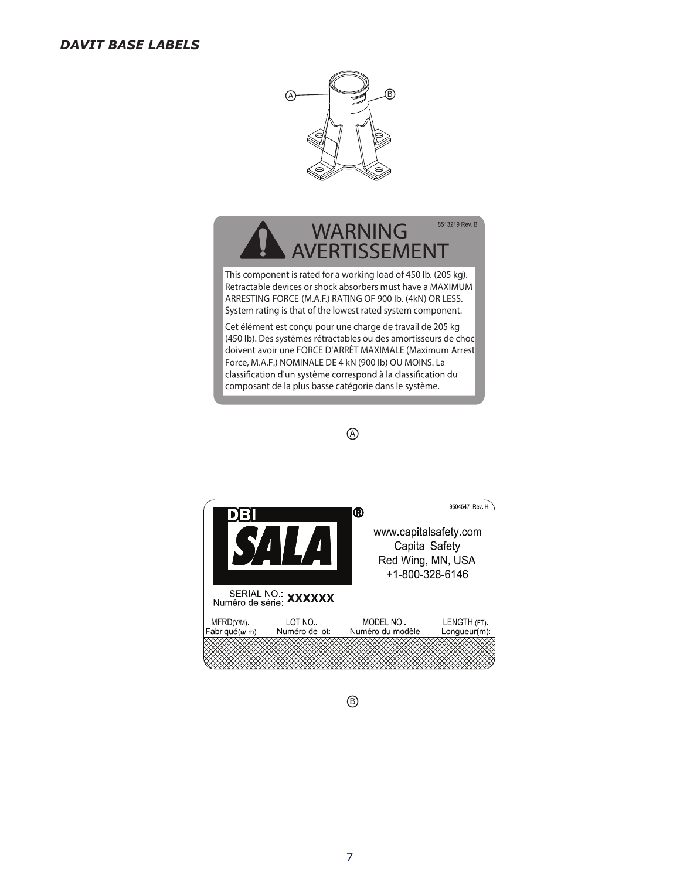### *DAVIT BASE LABELS*

A B

**WARNING**
**AVERTISSEMENT**

8513219 Rev. B

This component is rated for a working load of 450 lb. (205 kg). Retractable devices or shock absorbers must have a MAXIMUM ARRESTING FORCE (M.A.F.) RATING OF 900 lb. (4kN) OR LESS. System rating is that of the lowest rated system component.

Cet élément est conçu pour une charge de travail de 205 kg (450 lb). Des systèmes rétractables ou des amortisseurs de choc doivent avoir une FORCE D'ARRÊT MAXIMALE (Maximum Arrest Force, M.A.F.) NOMINALE DE 4 kN (900 lb) OU MOINS. La classification d'un système correspond à la classification du composant de la plus basse catégorie dans le système.

A

DBI SALA®

9504547 Rev. H

www.capitalsafety.com
Capital Safety
Red Wing, MN, USA
+1-800-328-6146

SERIAL NO.: / Numéro de série: XXXXXX

| MFRD(Y/M): Fabriqué(a/ m) | LOT NO.: Numéro de lot: | MODEL NO.: Numéro du modèle: | LENGTH (FT): Longueur(m): |
|---|---|---|---|

B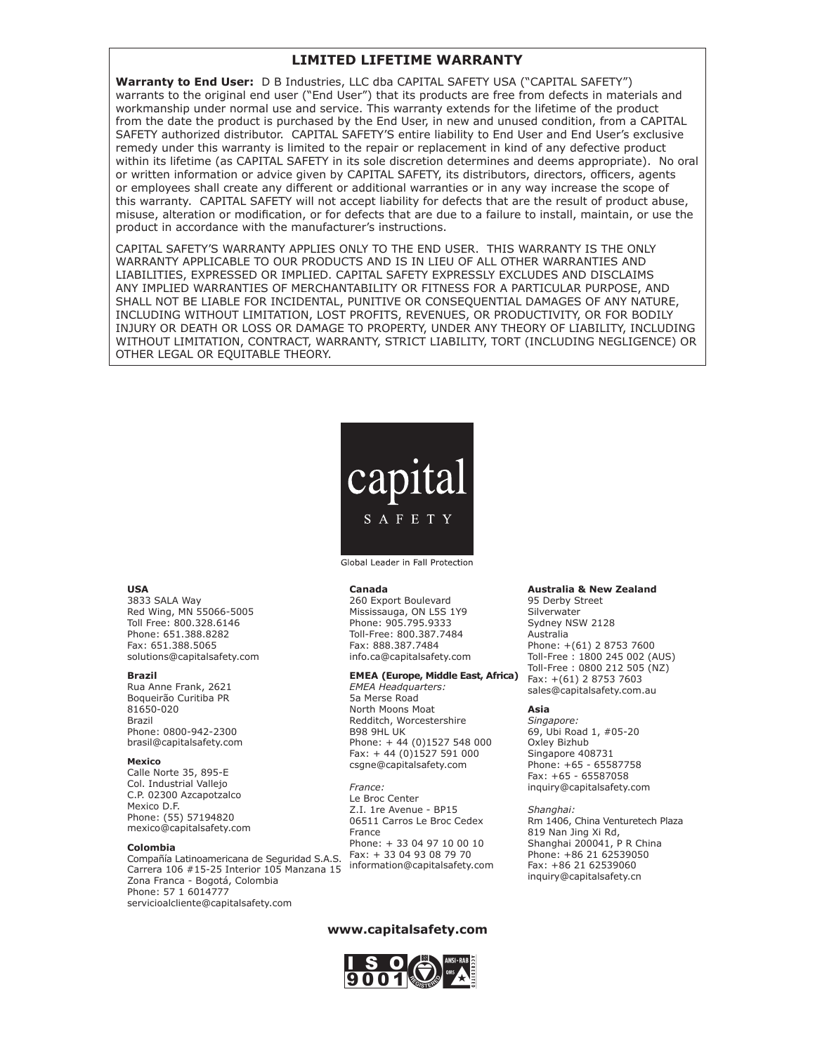## LIMITED LIFETIME WARRANTY

**Warranty to End User:** D B Industries, LLC dba CAPITAL SAFETY USA ("CAPITAL SAFETY") warrants to the original end user ("End User") that its products are free from defects in materials and workmanship under normal use and service. This warranty extends for the lifetime of the product from the date the product is purchased by the End User, in new and unused condition, from a CAPITAL SAFETY authorized distributor. CAPITAL SAFETY'S entire liability to End User and End User's exclusive remedy under this warranty is limited to the repair or replacement in kind of any defective product within its lifetime (as CAPITAL SAFETY in its sole discretion determines and deems appropriate). No oral or written information or advice given by CAPITAL SAFETY, its distributors, directors, officers, agents or employees shall create any different or additional warranties or in any way increase the scope of this warranty. CAPITAL SAFETY will not accept liability for defects that are the result of product abuse, misuse, alteration or modification, or for defects that are due to a failure to install, maintain, or use the product in accordance with the manufacturer's instructions.

CAPITAL SAFETY'S WARRANTY APPLIES ONLY TO THE END USER. THIS WARRANTY IS THE ONLY WARRANTY APPLICABLE TO OUR PRODUCTS AND IS IN LIEU OF ALL OTHER WARRANTIES AND LIABILITIES, EXPRESSED OR IMPLIED. CAPITAL SAFETY EXPRESSLY EXCLUDES AND DISCLAIMS ANY IMPLIED WARRANTIES OF MERCHANTABILITY OR FITNESS FOR A PARTICULAR PURPOSE, AND SHALL NOT BE LIABLE FOR INCIDENTAL, PUNITIVE OR CONSEQUENTIAL DAMAGES OF ANY NATURE, INCLUDING WITHOUT LIMITATION, LOST PROFITS, REVENUES, OR PRODUCTIVITY, OR FOR BODILY INJURY OR DEATH OR LOSS OR DAMAGE TO PROPERTY, UNDER ANY THEORY OF LIABILITY, INCLUDING WITHOUT LIMITATION, CONTRACT, WARRANTY, STRICT LIABILITY, TORT (INCLUDING NEGLIGENCE) OR OTHER LEGAL OR EQUITABLE THEORY.

capital
SAFETY
Global Leader in Fall Protection

**USA**
3833 SALA Way
Red Wing, MN 55066-5005
Toll Free: 800.328.6146
Phone: 651.388.8282
Fax: 651.388.5065
solutions@capitalsafety.com

**Brazil**
Rua Anne Frank, 2621
Boqueirão Curitiba PR
81650-020
Brazil
Phone: 0800-942-2300
brasil@capitalsafety.com

**Mexico**
Calle Norte 35, 895-E
Col. Industrial Vallejo
C.P. 02300 Azcapotzalco
Mexico D.F.
Phone: (55) 57194820
mexico@capitalsafety.com

**Colombia**
Compañía Latinoamericana de Seguridad S.A.S.
Carrera 106 #15-25 Interior 105 Manzana 15
Zona Franca - Bogotá, Colombia
Phone: 57 1 6014777
servicioalcliente@capitalsafety.com

**Canada**
260 Export Boulevard
Mississauga, ON L5S 1Y9
Phone: 905.795.9333
Toll-Free: 800.387.7484
Fax: 888.387.7484
info.ca@capitalsafety.com

**EMEA (Europe, Middle East, Africa)**
*EMEA Headquarters:*
5a Merse Road
North Moons Moat
Redditch, Worcestershire
B98 9HL UK
Phone: + 44 (0)1527 548 000
Fax: + 44 (0)1527 591 000
csgne@capitalsafety.com

*France:*
Le Broc Center
Z.I. 1re Avenue - BP15
06511 Carros Le Broc Cedex
France
Phone: + 33 04 97 10 00 10
Fax: + 33 04 93 08 79 70
information@capitalsafety.com

**Australia & New Zealand**
95 Derby Street
Silverwater
Sydney NSW 2128
Australia
Phone: +(61) 2 8753 7600
Toll-Free : 1800 245 002 (AUS)
Toll-Free : 0800 212 505 (NZ)
Fax: +(61) 2 8753 7603
sales@capitalsafety.com.au

**Asia**
*Singapore:*
69, Ubi Road 1, #05-20
Oxley Bizhub
Singapore 408731
Phone: +65 - 65587758
Fax: +65 - 65587058
inquiry@capitalsafety.com

*Shanghai:*
Rm 1406, China Venturetech Plaza
819 Nan Jing Xi Rd,
Shanghai 200041, P R China
Phone: +86 21 62539050
Fax: +86 21 62539060
inquiry@capitalsafety.cn

**www.capitalsafety.com**

ISO 9001